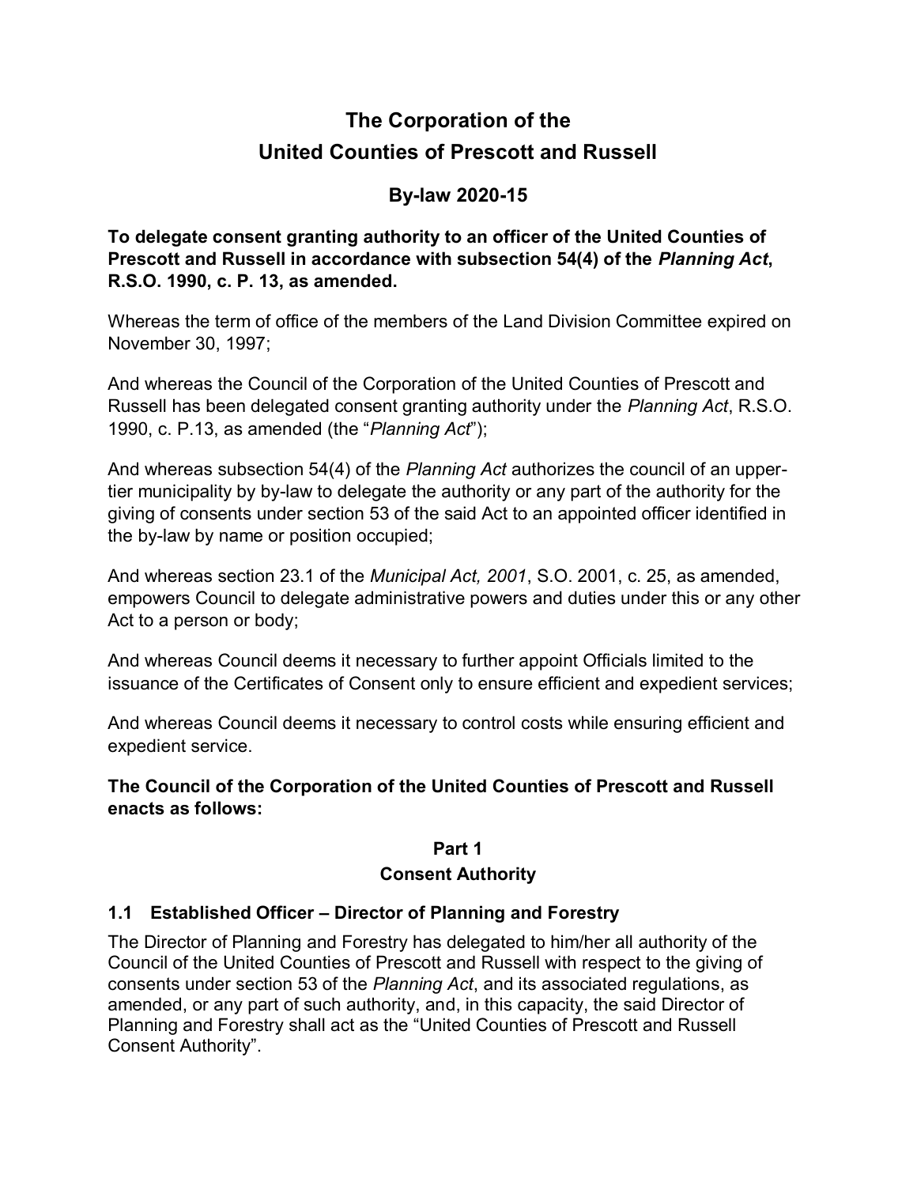# The Corporation of the United Counties of Prescott and Russell

## By-law 2020-15

**To delegate consent granting authority to an officer of the United Counties of Prescott and Russell in accordance with subsection 54(4) of the *Planning Act*, R.S.O. 1990, c. P. 13, as amended.**

Whereas the term of office of the members of the Land Division Committee expired on November 30, 1997;

And whereas the Council of the Corporation of the United Counties of Prescott and Russell has been delegated consent granting authority under the *Planning Act*, R.S.O. 1990, c. P.13, as amended (the "*Planning Act*");

And whereas subsection 54(4) of the *Planning Act* authorizes the council of an upper-tier municipality by by-law to delegate the authority or any part of the authority for the giving of consents under section 53 of the said Act to an appointed officer identified in the by-law by name or position occupied;

And whereas section 23.1 of the *Municipal Act, 2001*, S.O. 2001, c. 25, as amended, empowers Council to delegate administrative powers and duties under this or any other Act to a person or body;

And whereas Council deems it necessary to further appoint Officials limited to the issuance of the Certificates of Consent only to ensure efficient and expedient services;

And whereas Council deems it necessary to control costs while ensuring efficient and expedient service.

**The Council of the Corporation of the United Counties of Prescott and Russell enacts as follows:**

### Part 1
### Consent Authority

#### 1.1 Established Officer – Director of Planning and Forestry

The Director of Planning and Forestry has delegated to him/her all authority of the Council of the United Counties of Prescott and Russell with respect to the giving of consents under section 53 of the *Planning Act*, and its associated regulations, as amended, or any part of such authority, and, in this capacity, the said Director of Planning and Forestry shall act as the "United Counties of Prescott and Russell Consent Authority".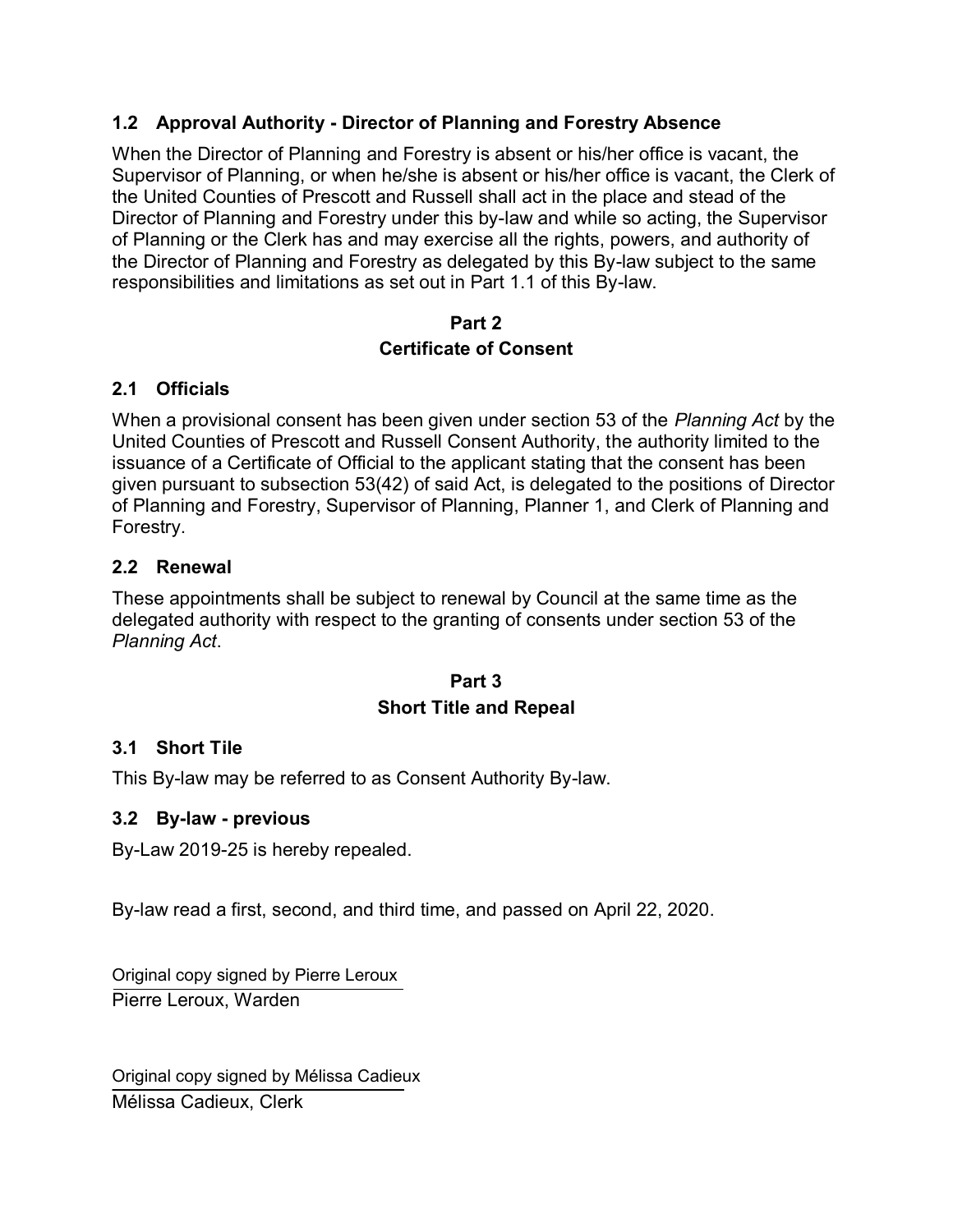### 1.2 Approval Authority - Director of Planning and Forestry Absence

When the Director of Planning and Forestry is absent or his/her office is vacant, the Supervisor of Planning, or when he/she is absent or his/her office is vacant, the Clerk of the United Counties of Prescott and Russell shall act in the place and stead of the Director of Planning and Forestry under this by-law and while so acting, the Supervisor of Planning or the Clerk has and may exercise all the rights, powers, and authority of the Director of Planning and Forestry as delegated by this By-law subject to the same responsibilities and limitations as set out in Part 1.1 of this By-law.

## Part 2
## Certificate of Consent

### 2.1 Officials

When a provisional consent has been given under section 53 of the *Planning Act* by the United Counties of Prescott and Russell Consent Authority, the authority limited to the issuance of a Certificate of Official to the applicant stating that the consent has been given pursuant to subsection 53(42) of said Act, is delegated to the positions of Director of Planning and Forestry, Supervisor of Planning, Planner 1, and Clerk of Planning and Forestry.

### 2.2 Renewal

These appointments shall be subject to renewal by Council at the same time as the delegated authority with respect to the granting of consents under section 53 of the *Planning Act*.

## Part 3
## Short Title and Repeal

### 3.1 Short Tile

This By-law may be referred to as Consent Authority By-law.

### 3.2 By-law - previous

By-Law 2019-25 is hereby repealed.

By-law read a first, second, and third time, and passed on April 22, 2020.

Original copy signed by Pierre Leroux
Pierre Leroux, Warden

Original copy signed by Mélissa Cadieux
Mélissa Cadieux, Clerk